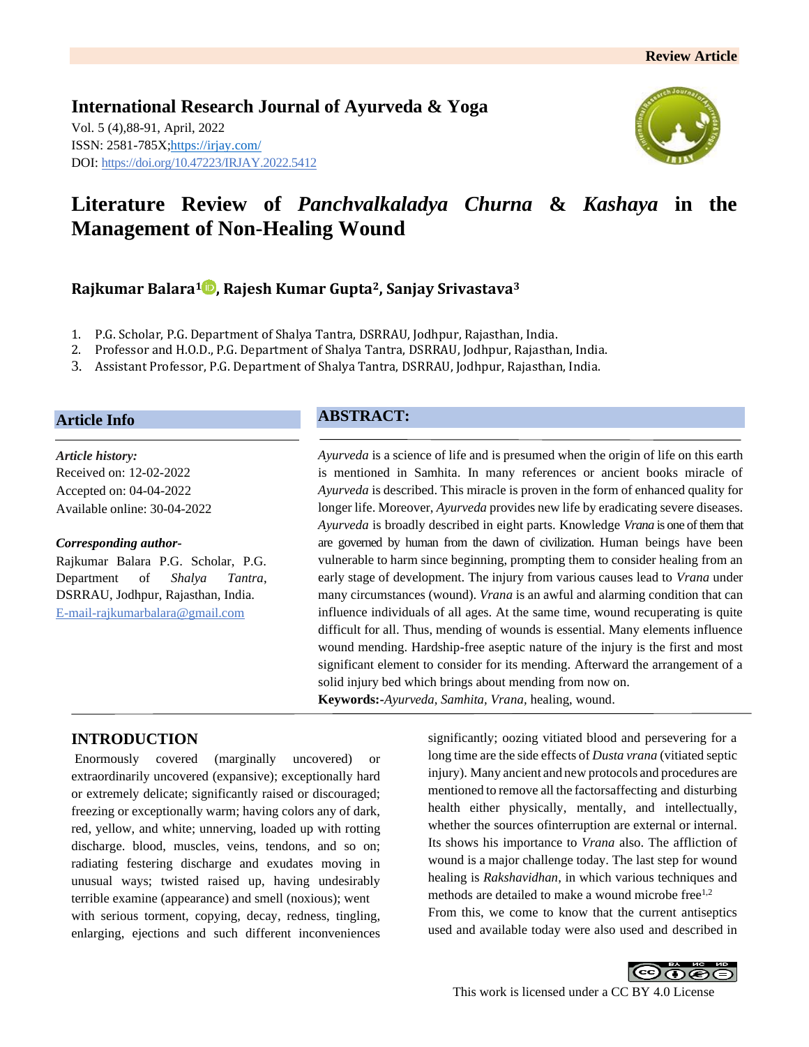Review Article

**International Research Journal of Ayurveda & Yoga**

Vol. 5 (4),88-91, April, 2022
ISSN: 2581-785X;https://irjay.com/
DOI: https://doi.org/10.47223/IRJAY.2022.5412

# Literature Review of *Panchvalkaladya Churna* & *Kashaya* in the Management of Non-Healing Wound

**Rajkumar Balara[1], Rajesh Kumar Gupta[2], Sanjay Srivastava[3]**

1. P.G. Scholar, P.G. Department of Shalya Tantra, DSRRAU, Jodhpur, Rajasthan, India.
2. Professor and H.O.D., P.G. Department of Shalya Tantra, DSRRAU, Jodhpur, Rajasthan, India.
3. Assistant Professor, P.G. Department of Shalya Tantra, DSRRAU, Jodhpur, Rajasthan, India.

## Article Info

***Article history:***
Received on: 12-02-2022
Accepted on: 04-04-2022
Available online: 30-04-2022

***Corresponding author-***
Rajkumar Balara P.G. Scholar, P.G. Department of *Shalya Tantra*, DSRRAU, Jodhpur, Rajasthan, India.
E-mail-rajkumarbalara@gmail.com

## ABSTRACT:

*Ayurveda* is a science of life and is presumed when the origin of life on this earth is mentioned in Samhita. In many references or ancient books miracle of *Ayurveda* is described. This miracle is proven in the form of enhanced quality for longer life. Moreover, *Ayurveda* provides new life by eradicating severe diseases. *Ayurveda* is broadly described in eight parts. Knowledge *Vrana* is one of them that are governed by human from the dawn of civilization. Human beings have been vulnerable to harm since beginning, prompting them to consider healing from an early stage of development. The injury from various causes lead to *Vrana* under many circumstances (wound). *Vrana* is an awful and alarming condition that can influence individuals of all ages. At the same time, wound recuperating is quite difficult for all. Thus, mending of wounds is essential. Many elements influence wound mending. Hardship-free aseptic nature of the injury is the first and most significant element to consider for its mending. Afterward the arrangement of a solid injury bed which brings about mending from now on.

**Keywords:-***Ayurveda, Samhita, Vrana,* healing, wound.

## INTRODUCTION

Enormously covered (marginally uncovered) or extraordinarily uncovered (expansive); exceptionally hard or extremely delicate; significantly raised or discouraged; freezing or exceptionally warm; having colors any of dark, red, yellow, and white; unnerving, loaded up with rotting discharge. blood, muscles, veins, tendons, and so on; radiating festering discharge and exudates moving in unusual ways; twisted raised up, having undesirably terrible examine (appearance) and smell (noxious); went with serious torment, copying, decay, redness, tingling, enlarging, ejections and such different inconveniences significantly; oozing vitiated blood and persevering for a long time are the side effects of *Dusta vrana* (vitiated septic injury). Many ancient and new protocols and procedures are mentioned to remove all the factorsaffecting and disturbing health either physically, mentally, and intellectually, whether the sources ofinterruption are external or internal. Its shows his importance to *Vrana* also. The affliction of wound is a major challenge today. The last step for wound healing is *Rakshavidhan*, in which various techniques and methods are detailed to make a wound microbe free[1,2]

From this, we come to know that the current antiseptics used and available today were also used and described in

This work is licensed under a CC BY 4.0 License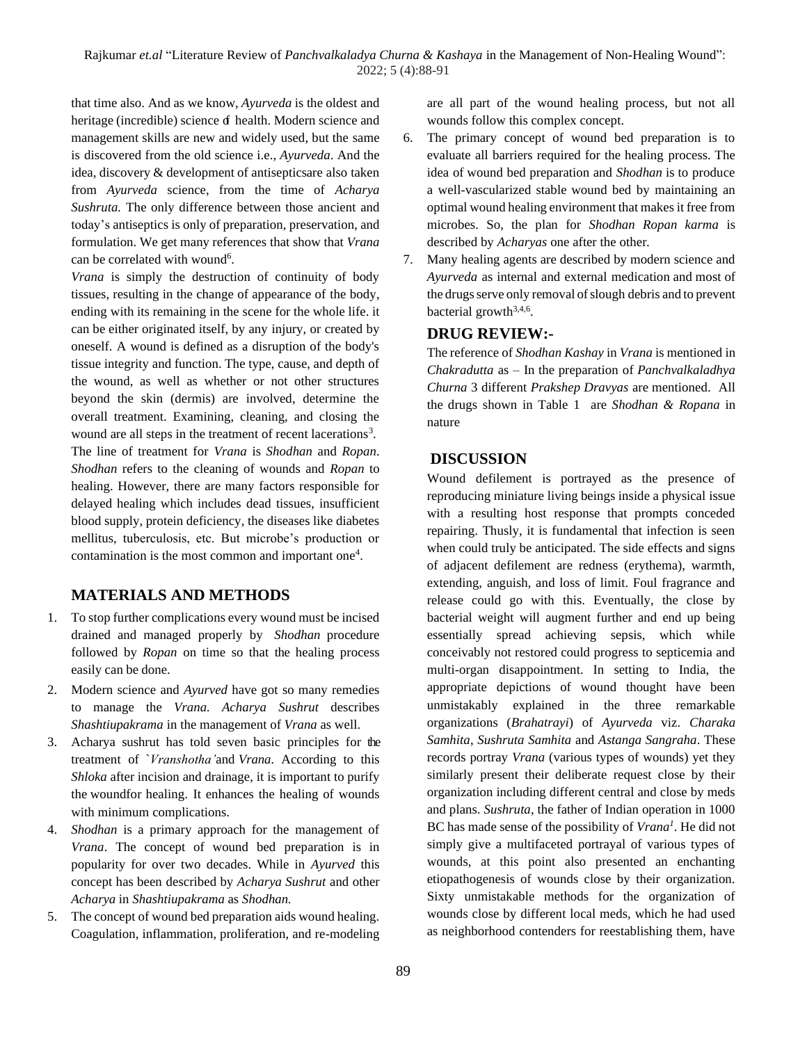that time also. And as we know, *Ayurveda* is the oldest and heritage (incredible) science of health. Modern science and management skills are new and widely used, but the same is discovered from the old science i.e., *Ayurveda*. And the idea, discovery & development of antisepticsare also taken from *Ayurveda* science, from the time of *Acharya Sushruta.* The only difference between those ancient and today's antiseptics is only of preparation, preservation, and formulation. We get many references that show that *Vrana* can be correlated with wound[6].

*Vrana* is simply the destruction of continuity of body tissues, resulting in the change of appearance of the body, ending with its remaining in the scene for the whole life. it can be either originated itself, by any injury, or created by oneself. A wound is defined as a disruption of the body's tissue integrity and function. The type, cause, and depth of the wound, as well as whether or not other structures beyond the skin (dermis) are involved, determine the overall treatment. Examining, cleaning, and closing the wound are all steps in the treatment of recent lacerations[3].

The line of treatment for *Vrana* is *Shodhan* and *Ropan*. *Shodhan* refers to the cleaning of wounds and *Ropan* to healing. However, there are many factors responsible for delayed healing which includes dead tissues, insufficient blood supply, protein deficiency, the diseases like diabetes mellitus, tuberculosis, etc. But microbe's production or contamination is the most common and important one[4].

## MATERIALS AND METHODS

1. To stop further complications every wound must be incised drained and managed properly by *Shodhan* procedure followed by *Ropan* on time so that the healing process easily can be done.
2. Modern science and *Ayurved* have got so many remedies to manage the *Vrana. Acharya Sushrut* describes *Shashtiupakrama* in the management of *Vrana* as well.
3. Acharya sushrut has told seven basic principles for the treatment of *`Vranshotha'* and *Vrana.* According to this *Shloka* after incision and drainage, it is important to purify the woundfor healing. It enhances the healing of wounds with minimum complications.
4. *Shodhan* is a primary approach for the management of *Vrana*. The concept of wound bed preparation is in popularity for over two decades. While in *Ayurved* this concept has been described by *Acharya Sushrut* and other *Acharya* in *Shashtiupakrama* as *Shodhan.*
5. The concept of wound bed preparation aids wound healing. Coagulation, inflammation, proliferation, and re-modeling are all part of the wound healing process, but not all wounds follow this complex concept.
6. The primary concept of wound bed preparation is to evaluate all barriers required for the healing process. The idea of wound bed preparation and *Shodhan* is to produce a well-vascularized stable wound bed by maintaining an optimal wound healing environment that makes it free from microbes. So, the plan for *Shodhan Ropan karma* is described by *Acharyas* one after the other.
7. Many healing agents are described by modern science and *Ayurveda* as internal and external medication and most of the drugs serve only removal of slough debris and to prevent bacterial growth[3,4,6].

## DRUG REVIEW:-

The reference of *Shodhan Kashay* in *Vrana* is mentioned in *Chakradutta* as – In the preparation of *Panchvalkaladhya Churna* 3 different *Prakshep Dravyas* are mentioned. All the drugs shown in Table 1 are *Shodhan & Ropana* in nature

## DISCUSSION

Wound defilement is portrayed as the presence of reproducing miniature living beings inside a physical issue with a resulting host response that prompts conceded repairing. Thusly, it is fundamental that infection is seen when could truly be anticipated. The side effects and signs of adjacent defilement are redness (erythema), warmth, extending, anguish, and loss of limit. Foul fragrance and release could go with this. Eventually, the close by bacterial weight will augment further and end up being essentially spread achieving sepsis, which while conceivably not restored could progress to septicemia and multi-organ disappointment. In setting to India, the appropriate depictions of wound thought have been unmistakably explained in the three remarkable organizations (*Brahatrayi*) of *Ayurveda* viz. *Charaka Samhita*, *Sushruta Samhita* and *Astanga Sangraha*. These records portray *Vrana* (various types of wounds) yet they similarly present their deliberate request close by their organization including different central and close by meds and plans. *Sushruta*, the father of Indian operation in 1000 BC has made sense of the possibility of *Vrana*[1]. He did not simply give a multifaceted portrayal of various types of wounds, at this point also presented an enchanting etiopathogenesis of wounds close by their organization. Sixty unmistakable methods for the organization of wounds close by different local meds, which he had used as neighborhood contenders for reestablishing them, have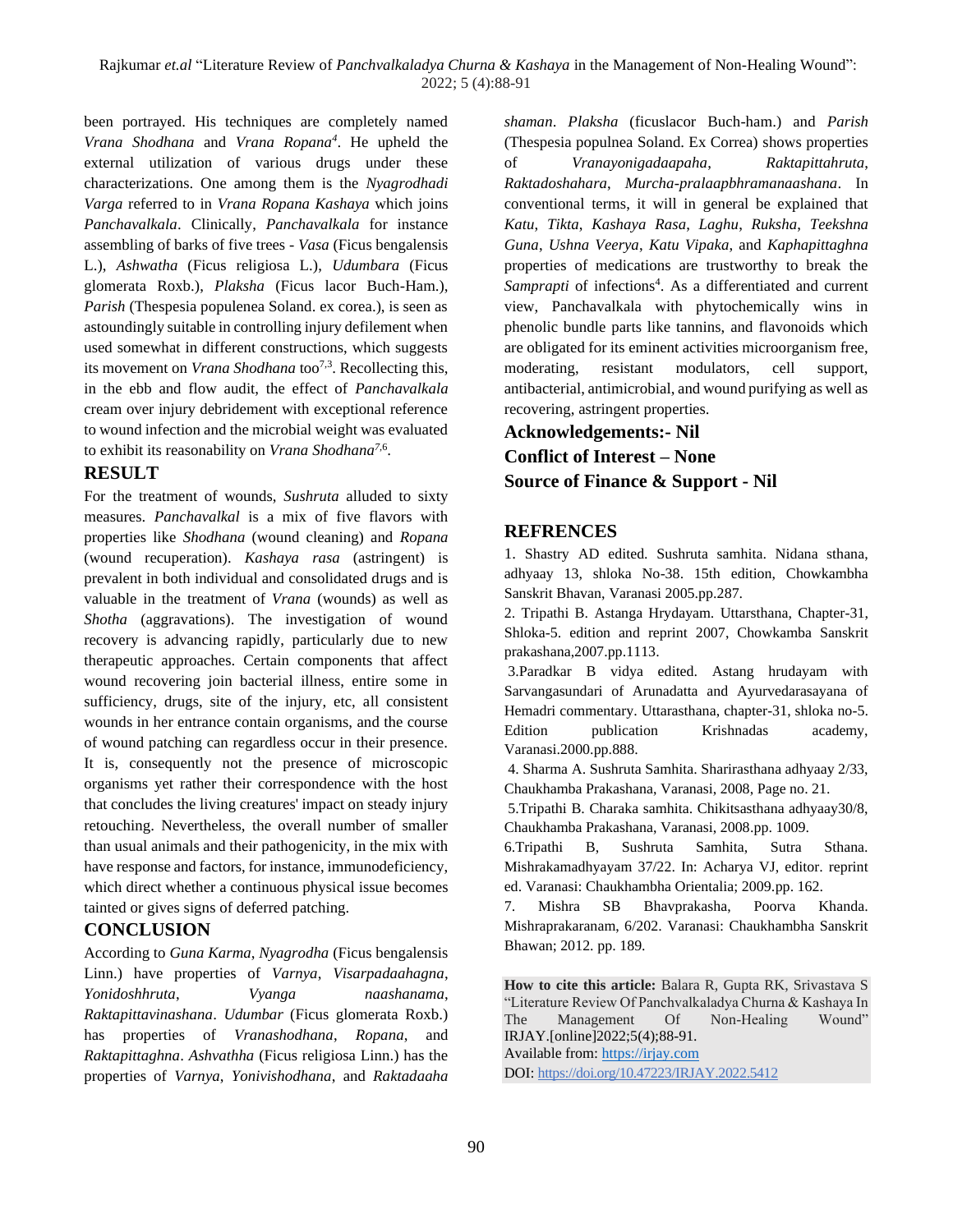been portrayed. His techniques are completely named *Vrana Shodhana* and *Vrana Ropana*[4]. He upheld the external utilization of various drugs under these characterizations. One among them is the *Nyagrodhadi Varga* referred to in *Vrana Ropana Kashaya* which joins *Panchavalkala*. Clinically, *Panchavalkala* for instance assembling of barks of five trees - *Vasa* (Ficus bengalensis L.), *Ashwatha* (Ficus religiosa L.), *Udumbara* (Ficus glomerata Roxb.), *Plaksha* (Ficus lacor Buch-Ham.), *Parish* (Thespesia populenea Soland. ex corea.), is seen as astoundingly suitable in controlling injury defilement when used somewhat in different constructions, which suggests its movement on *Vrana Shodhana* too[7,3]. Recollecting this, in the ebb and flow audit, the effect of *Panchavalkala* cream over injury debridement with exceptional reference to wound infection and the microbial weight was evaluated to exhibit its reasonability on *Vrana Shodhana*[7,6].

## RESULT

For the treatment of wounds, *Sushruta* alluded to sixty measures. *Panchavalkal* is a mix of five flavors with properties like *Shodhana* (wound cleaning) and *Ropana* (wound recuperation). *Kashaya rasa* (astringent) is prevalent in both individual and consolidated drugs and is valuable in the treatment of *Vrana* (wounds) as well as *Shotha* (aggravations). The investigation of wound recovery is advancing rapidly, particularly due to new therapeutic approaches. Certain components that affect wound recovering join bacterial illness, entire some in sufficiency, drugs, site of the injury, etc, all consistent wounds in her entrance contain organisms, and the course of wound patching can regardless occur in their presence. It is, consequently not the presence of microscopic organisms yet rather their correspondence with the host that concludes the living creatures' impact on steady injury retouching. Nevertheless, the overall number of smaller than usual animals and their pathogenicity, in the mix with have response and factors, for instance, immunodeficiency, which direct whether a continuous physical issue becomes tainted or gives signs of deferred patching.

## CONCLUSION

According to *Guna Karma*, *Nyagrodha* (Ficus bengalensis Linn.) have properties of *Varnya*, *Visarpadaahagna*, *Yonidoshhruta*, *Vyanga naashanama*, *Raktapittavinashana*. *Udumbar* (Ficus glomerata Roxb.) has properties of *Vranashodhana*, *Ropana*, and *Raktapittaghna*. *Ashvathha* (Ficus religiosa Linn.) has the properties of *Varnya*, *Yonivishodhana*, and *Raktadaaha shaman*. *Plaksha* (ficuslacor Buch-ham.) and *Parish* (Thespesia populnea Soland. Ex Correa) shows properties of *Vranayonigadaapaha*, *Raktapittahruta*, *Raktadoshahara*, *Murcha-pralaapbhramanaashana*. In conventional terms, it will in general be explained that *Katu*, *Tikta*, *Kashaya Rasa*, *Laghu*, *Ruksha*, *Teekshna Guna*, *Ushna Veerya*, *Katu Vipaka*, and *Kaphapittaghna* properties of medications are trustworthy to break the *Samprapti* of infections[4]. As a differentiated and current view, Panchavalkala with phytochemically wins in phenolic bundle parts like tannins, and flavonoids which are obligated for its eminent activities microorganism free, moderating, resistant modulators, cell support, antibacterial, antimicrobial, and wound purifying as well as recovering, astringent properties.

**Acknowledgements:- Nil**

**Conflict of Interest – None**

**Source of Finance & Support - Nil**

## REFRENCES

1. Shastry AD edited. Sushruta samhita. Nidana sthana, adhyaay 13, shloka No-38. 15th edition, Chowkambha Sanskrit Bhavan, Varanasi 2005.pp.287.
2. Tripathi B. Astanga Hrydayam. Uttarsthana, Chapter-31, Shloka-5. edition and reprint 2007, Chowkamba Sanskrit prakashana,2007.pp.1113.
3. Paradkar B vidya edited. Astang hrudayam with Sarvangasundari of Arunadatta and Ayurvedarasayana of Hemadri commentary. Uttarasthana, chapter-31, shloka no-5. Edition publication Krishnadas academy, Varanasi.2000.pp.888.
4. Sharma A. Sushruta Samhita. Sharirasthana adhyaay 2/33, Chaukhamba Prakashana, Varanasi, 2008, Page no. 21.
5. Tripathi B. Charaka samhita. Chikitsasthana adhyaay30/8, Chaukhamba Prakashana, Varanasi, 2008.pp. 1009.
6. Tripathi B, Sushruta Samhita, Sutra Sthana. Mishrakamadhyayam 37/22. In: Acharya VJ, editor. reprint ed. Varanasi: Chaukhambha Orientalia; 2009.pp. 162.
7. Mishra SB Bhavprakasha, Poorva Khanda. Mishraprakaranam, 6/202. Varanasi: Chaukhambha Sanskrit Bhawan; 2012. pp. 189.

**How to cite this article:** Balara R, Gupta RK, Srivastava S "Literature Review Of Panchvalkaladya Churna & Kashaya In The Management Of Non-Healing Wound" IRJAY.[online]2022;5(4);88-91.
Available from: https://irjay.com
DOI: https://doi.org/10.47223/IRJAY.2022.5412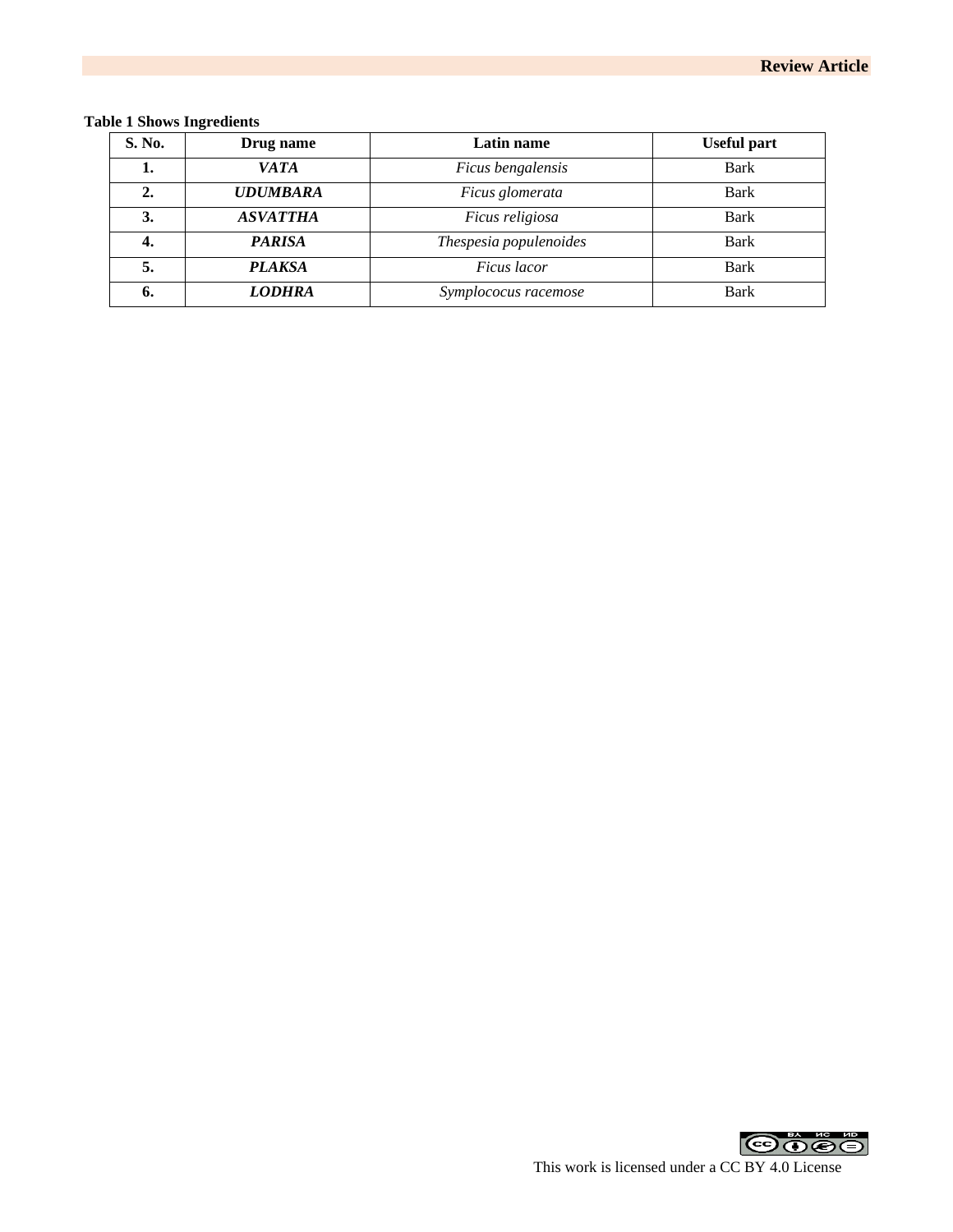**Table 1 Shows Ingredients**

| S. No. | Drug name | Latin name | Useful part |
|---|---|---|---|
| **1.** | ***VATA*** | *Ficus bengalensis* | Bark |
| **2.** | ***UDUMBARA*** | *Ficus glomerata* | Bark |
| **3.** | ***ASVATTHA*** | *Ficus religiosa* | Bark |
| **4.** | ***PARISA*** | *Thespesia populenoides* | Bark |
| **5.** | ***PLAKSA*** | *Ficus lacor* | Bark |
| **6.** | ***LODHRA*** | *Symplococus racemose* | Bark |

This work is licensed under a CC BY 4.0 License